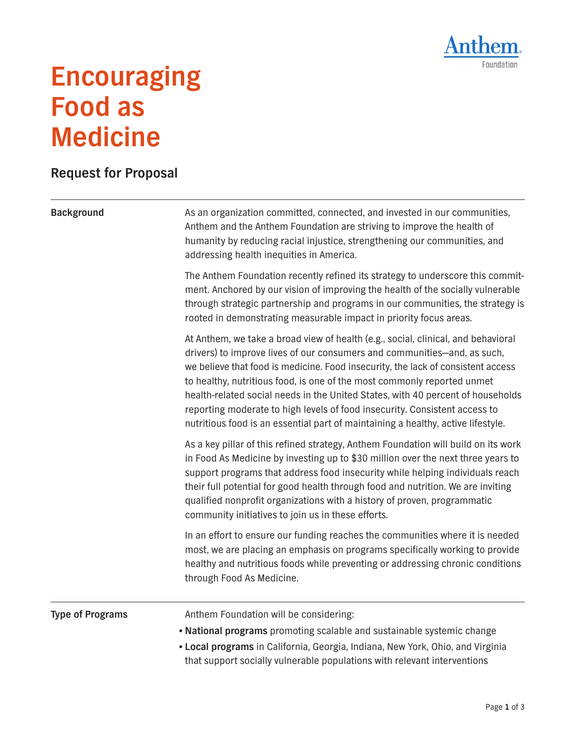Anthem Foundation

# Encouraging Food as Medicine

## Request for Proposal

**Background**

As an organization committed, connected, and invested in our communities, Anthem and the Anthem Foundation are striving to improve the health of humanity by reducing racial injustice, strengthening our communities, and addressing health inequities in America.

The Anthem Foundation recently refined its strategy to underscore this commitment. Anchored by our vision of improving the health of the socially vulnerable through strategic partnership and programs in our communities, the strategy is rooted in demonstrating measurable impact in priority focus areas.

At Anthem, we take a broad view of health (e.g., social, clinical, and behavioral drivers) to improve lives of our consumers and communities—and, as such, we believe that food is medicine. Food insecurity, the lack of consistent access to healthy, nutritious food, is one of the most commonly reported unmet health-related social needs in the United States, with 40 percent of households reporting moderate to high levels of food insecurity. Consistent access to nutritious food is an essential part of maintaining a healthy, active lifestyle.

As a key pillar of this refined strategy, Anthem Foundation will build on its work in Food As Medicine by investing up to $30 million over the next three years to support programs that address food insecurity while helping individuals reach their full potential for good health through food and nutrition. We are inviting qualified nonprofit organizations with a history of proven, programmatic community initiatives to join us in these efforts.

In an effort to ensure our funding reaches the communities where it is needed most, we are placing an emphasis on programs specifically working to provide healthy and nutritious foods while preventing or addressing chronic conditions through Food As Medicine.

**Type of Programs**

Anthem Foundation will be considering:

- **National programs** promoting scalable and sustainable systemic change
- **Local programs** in California, Georgia, Indiana, New York, Ohio, and Virginia that support socially vulnerable populations with relevant interventions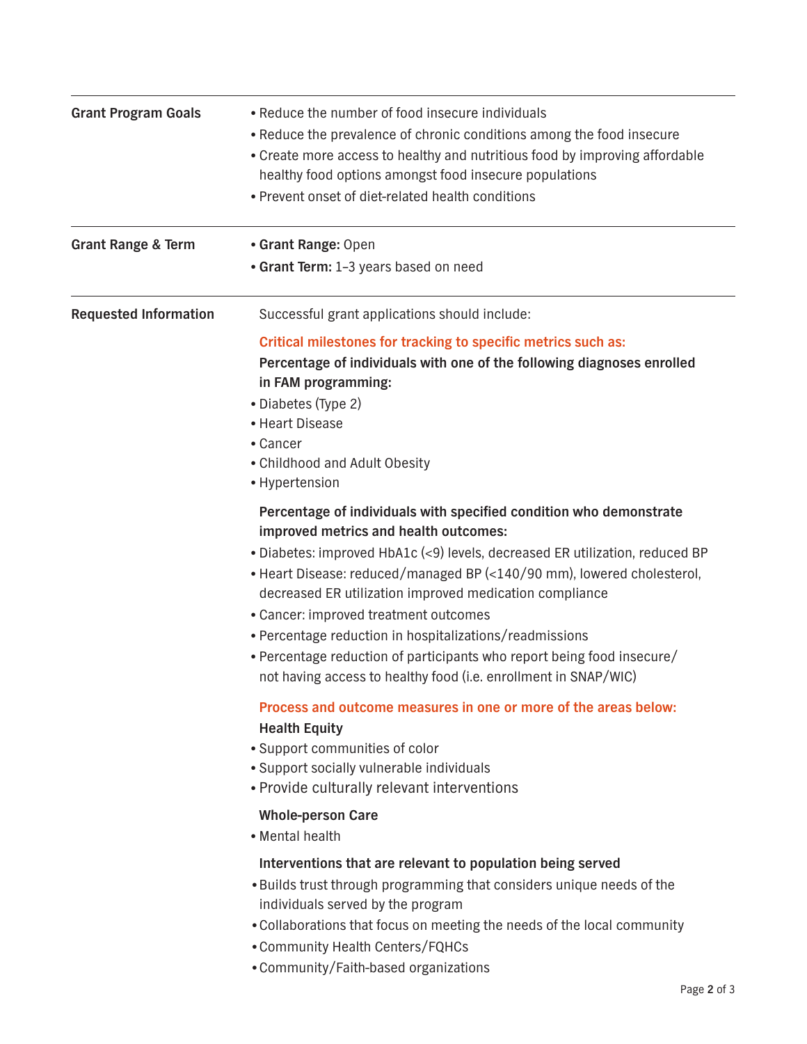**Grant Program Goals**

- Reduce the number of food insecure individuals
- Reduce the prevalence of chronic conditions among the food insecure
- Create more access to healthy and nutritious food by improving affordable healthy food options amongst food insecure populations
- Prevent onset of diet-related health conditions

**Grant Range & Term**

- **Grant Range:** Open
- **Grant Term:** 1–3 years based on need

**Requested Information**

Successful grant applications should include:

**Critical milestones for tracking to specific metrics such as:**

**Percentage of individuals with one of the following diagnoses enrolled in FAM programming:**

- Diabetes (Type 2)
- Heart Disease
- Cancer
- Childhood and Adult Obesity
- Hypertension

**Percentage of individuals with specified condition who demonstrate improved metrics and health outcomes:**

- Diabetes: improved HbA1c (<9) levels, decreased ER utilization, reduced BP
- Heart Disease: reduced/managed BP (<140/90 mm), lowered cholesterol, decreased ER utilization improved medication compliance
- Cancer: improved treatment outcomes
- Percentage reduction in hospitalizations/readmissions
- Percentage reduction of participants who report being food insecure/ not having access to healthy food (i.e. enrollment in SNAP/WIC)

**Process and outcome measures in one or more of the areas below:**

**Health Equity**

- Support communities of color
- Support socially vulnerable individuals
- Provide culturally relevant interventions

**Whole-person Care**

- Mental health

**Interventions that are relevant to population being served**

- Builds trust through programming that considers unique needs of the individuals served by the program
- Collaborations that focus on meeting the needs of the local community
- Community Health Centers/FQHCs
- Community/Faith-based organizations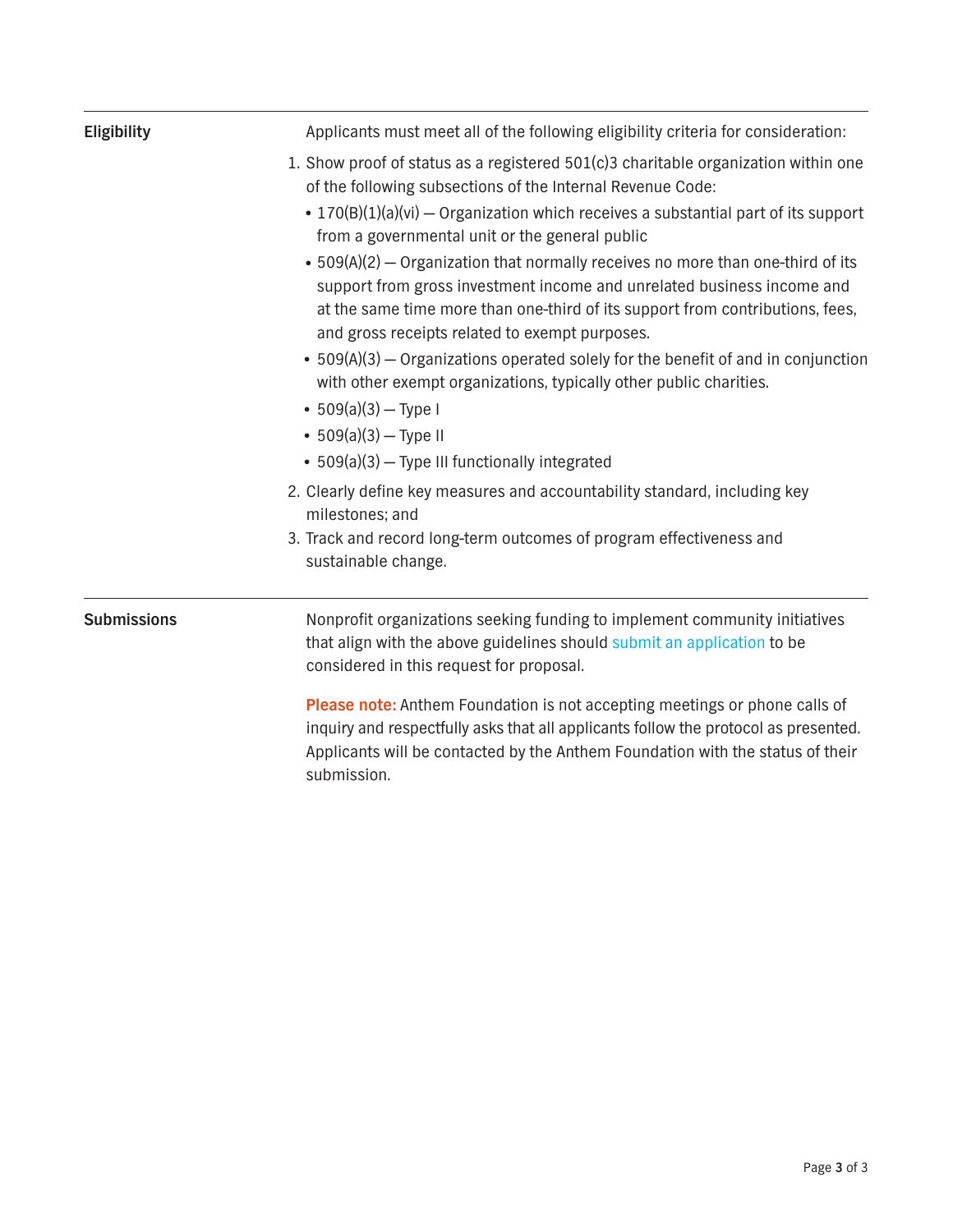## Eligibility

Applicants must meet all of the following eligibility criteria for consideration:

1. Show proof of status as a registered 501(c)3 charitable organization within one of the following subsections of the Internal Revenue Code:
   - 170(B)(1)(a)(vi) — Organization which receives a substantial part of its support from a governmental unit or the general public
   - 509(A)(2) — Organization that normally receives no more than one-third of its support from gross investment income and unrelated business income and at the same time more than one-third of its support from contributions, fees, and gross receipts related to exempt purposes.
   - 509(A)(3) — Organizations operated solely for the benefit of and in conjunction with other exempt organizations, typically other public charities.
   - 509(a)(3) — Type I
   - 509(a)(3) — Type II
   - 509(a)(3) — Type III functionally integrated
2. Clearly define key measures and accountability standard, including key milestones; and
3. Track and record long-term outcomes of program effectiveness and sustainable change.

## Submissions

Nonprofit organizations seeking funding to implement community initiatives that align with the above guidelines should submit an application to be considered in this request for proposal.

**Please note:** Anthem Foundation is not accepting meetings or phone calls of inquiry and respectfully asks that all applicants follow the protocol as presented. Applicants will be contacted by the Anthem Foundation with the status of their submission.